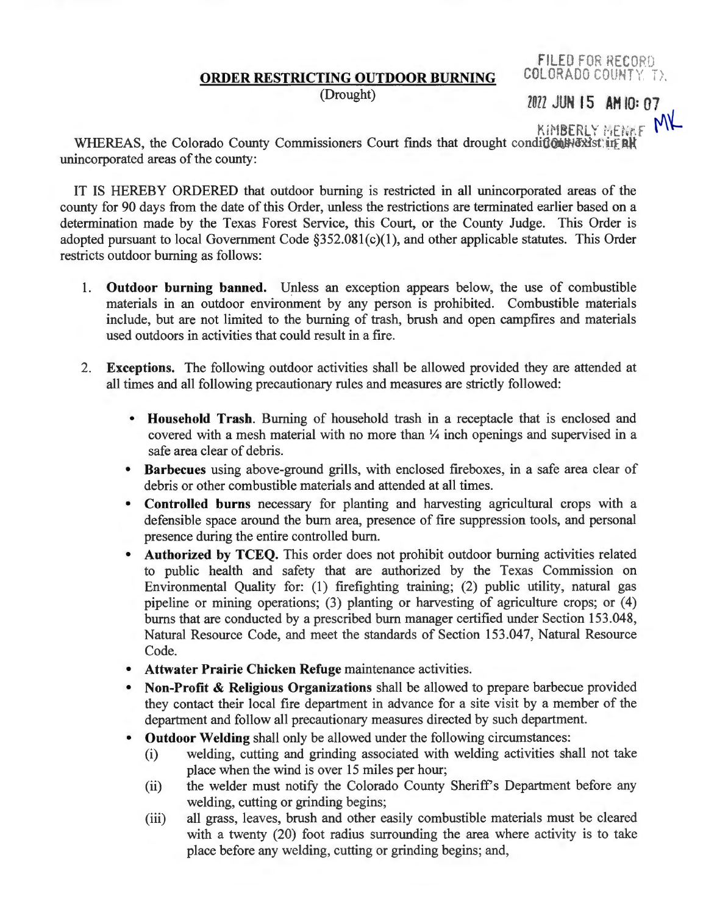FILED FOR RECORD
COLORADO COUNTY, TX

2022 JUN 15 AM 10:07

KIMBERLY MENKE MK

# ORDER RESTRICTING OUTDOOR BURNING

(Drought)

WHEREAS, the Colorado County Commissioners Court finds that drought conditions exist in all unincorporated areas of the county:

IT IS HEREBY ORDERED that outdoor burning is restricted in all unincorporated areas of the county for 90 days from the date of this Order, unless the restrictions are terminated earlier based on a determination made by the Texas Forest Service, this Court, or the County Judge. This Order is adopted pursuant to local Government Code §352.081(c)(1), and other applicable statutes. This Order restricts outdoor burning as follows:

1. **Outdoor burning banned.** Unless an exception appears below, the use of combustible materials in an outdoor environment by any person is prohibited. Combustible materials include, but are not limited to the burning of trash, brush and open campfires and materials used outdoors in activities that could result in a fire.

2. **Exceptions.** The following outdoor activities shall be allowed provided they are attended at all times and all following precautionary rules and measures are strictly followed:

   - **Household Trash**. Burning of household trash in a receptacle that is enclosed and covered with a mesh material with no more than ¼ inch openings and supervised in a safe area clear of debris.
   - **Barbecues** using above-ground grills, with enclosed fireboxes, in a safe area clear of debris or other combustible materials and attended at all times.
   - **Controlled burns** necessary for planting and harvesting agricultural crops with a defensible space around the burn area, presence of fire suppression tools, and personal presence during the entire controlled burn.
   - **Authorized by TCEQ.** This order does not prohibit outdoor burning activities related to public health and safety that are authorized by the Texas Commission on Environmental Quality for: (1) firefighting training; (2) public utility, natural gas pipeline or mining operations; (3) planting or harvesting of agriculture crops; or (4) burns that are conducted by a prescribed burn manager certified under Section 153.048, Natural Resource Code, and meet the standards of Section 153.047, Natural Resource Code.
   - **Attwater Prairie Chicken Refuge** maintenance activities.
   - **Non-Profit & Religious Organizations** shall be allowed to prepare barbecue provided they contact their local fire department in advance for a site visit by a member of the department and follow all precautionary measures directed by such department.
   - **Outdoor Welding** shall only be allowed under the following circumstances:
     - (i) welding, cutting and grinding associated with welding activities shall not take place when the wind is over 15 miles per hour;
     - (ii) the welder must notify the Colorado County Sheriff's Department before any welding, cutting or grinding begins;
     - (iii) all grass, leaves, brush and other easily combustible materials must be cleared with a twenty (20) foot radius surrounding the area where activity is to take place before any welding, cutting or grinding begins; and,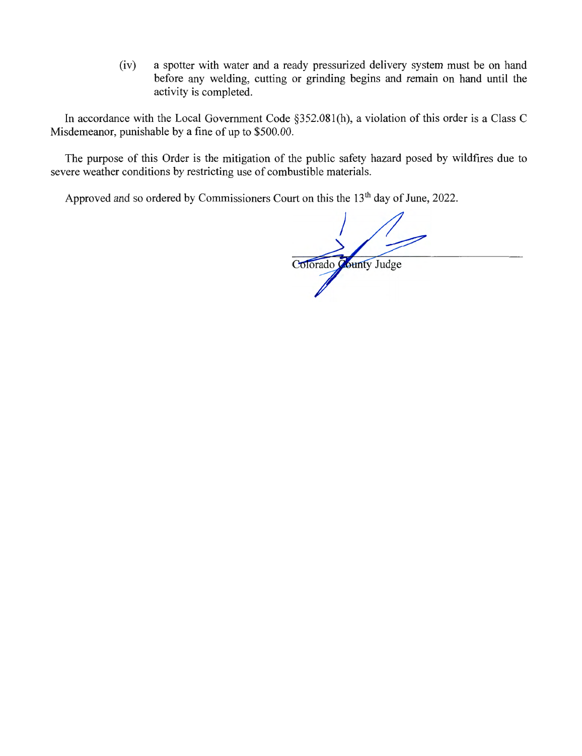(iv) a spotter with water and a ready pressurized delivery system must be on hand before any welding, cutting or grinding begins and remain on hand until the activity is completed.

In accordance with the Local Government Code §352.081(h), a violation of this order is a Class C Misdemeanor, punishable by a fine of up to $500.00.

The purpose of this Order is the mitigation of the public safety hazard posed by wildfires due to severe weather conditions by restricting use of combustible materials.

Approved and so ordered by Commissioners Court on this the 13th day of June, 2022.

\_\_\_\_\_\_\_\_\_\_\_\_\_\_\_\_\_\_\_\_\_\_\_\_\_\_\_\_\_\_

Colorado County Judge